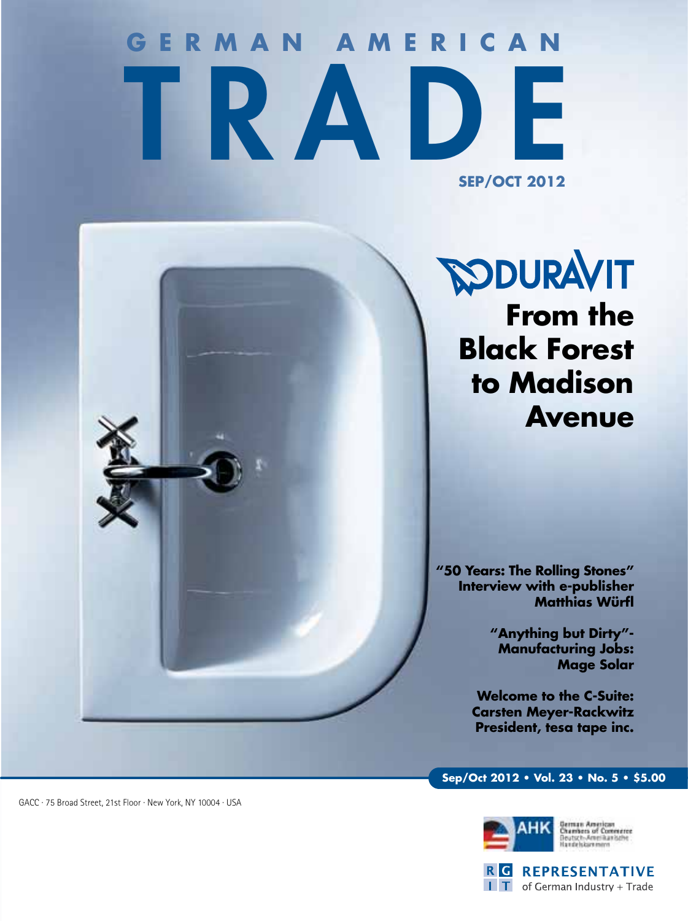# GERMAN AMERICAN TRADE

SEP/OCT 2012

## DURAVIT
## From the Black Forest to Madison Avenue

**"50 Years: The Rolling Stones" Interview with e-publisher Matthias Würfl**

**"Anything but Dirty"- Manufacturing Jobs: Mage Solar**

**Welcome to the C-Suite: Carsten Meyer-Rackwitz President, tesa tape inc.**

**Sep/Oct 2012 • Vol. 23 • No. 5 • $5.00**

GACC · 75 Broad Street, 21st Floor · New York, NY 10004 · USA

AHK German American Chambers of Commerce Deutsch-Amerikanische Handelskammern

RGIT REPRESENTATIVE of German Industry + Trade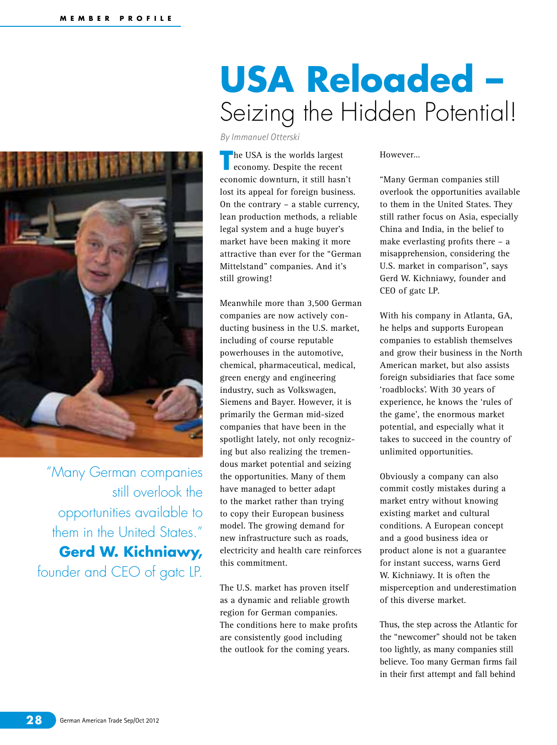# USA Reloaded – Seizing the Hidden Potential!

*By Immanuel Otterski*

The USA is the worlds largest economy. Despite the recent economic downturn, it still hasn't lost its appeal for foreign business. On the contrary – a stable currency, lean production methods, a reliable legal system and a huge buyer's market have been making it more attractive than ever for the "German Mittelstand" companies. And it's still growing!

Meanwhile more than 3,500 German companies are now actively conducting business in the U.S. market, including of course reputable powerhouses in the automotive, chemical, pharmaceutical, medical, green energy and engineering industry, such as Volkswagen, Siemens and Bayer. However, it is primarily the German mid-sized companies that have been in the spotlight lately, not only recognizing but also realizing the tremendous market potential and seizing the opportunities. Many of them have managed to better adapt to the market rather than trying to copy their European business model. The growing demand for new infrastructure such as roads, electricity and health care reinforces this commitment.

The U.S. market has proven itself as a dynamic and reliable growth region for German companies. The conditions here to make profits are consistently good including the outlook for the coming years.

However...

"Many German companies still overlook the opportunities available to them in the United States. They still rather focus on Asia, especially China and India, in the belief to make everlasting profits there – a misapprehension, considering the U.S. market in comparison", says Gerd W. Kichniawy, founder and CEO of gatc LP.

With his company in Atlanta, GA, he helps and supports European companies to establish themselves and grow their business in the North American market, but also assists foreign subsidiaries that face some 'roadblocks'. With 30 years of experience, he knows the 'rules of the game', the enormous market potential, and especially what it takes to succeed in the country of unlimited opportunities.

Obviously a company can also commit costly mistakes during a market entry without knowing existing market and cultural conditions. A European concept and a good business idea or product alone is not a guarantee for instant success, warns Gerd W. Kichniawy. It is often the misperception and underestimation of this diverse market.

Thus, the step across the Atlantic for the "newcomer" should not be taken too lightly, as many companies still believe. Too many German firms fail in their first attempt and fall behind

> "Many German companies still overlook the opportunities available to them in the United States."
> **Gerd W. Kichniawy,** founder and CEO of gatc LP.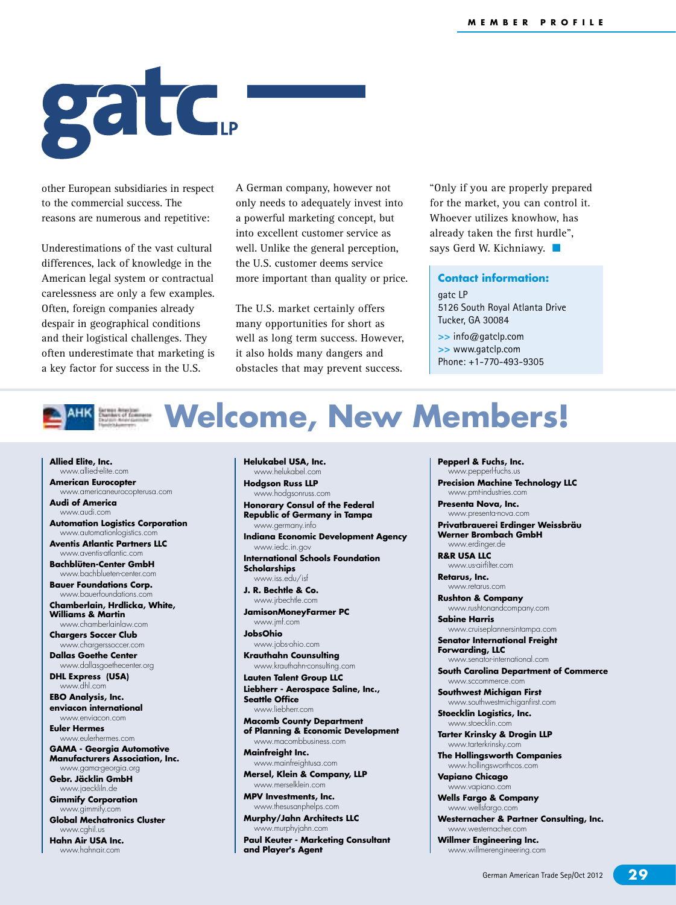# gatc LP

other European subsidiaries in respect to the commercial success. The reasons are numerous and repetitive:

Underestimations of the vast cultural differences, lack of knowledge in the American legal system or contractual carelessness are only a few examples. Often, foreign companies already despair in geographical conditions and their logistical challenges. They often underestimate that marketing is a key factor for success in the U.S.

A German company, however not only needs to adequately invest into a powerful marketing concept, but into excellent customer service as well. Unlike the general perception, the U.S. customer deems service more important than quality or price.

The U.S. market certainly offers many opportunities for short as well as long term success. However, it also holds many dangers and obstacles that may prevent success.

"Only if you are properly prepared for the market, you can control it. Whoever utilizes knowhow, has already taken the first hurdle", says Gerd W. Kichniawy.

**Contact information:**

gatc LP
5126 South Royal Atlanta Drive
Tucker, GA 30084
>> info@gatclp.com
>> www.gatclp.com
Phone: +1-770-493-9305

# Welcome, New Members!

**Allied Elite, Inc.**
www.allied-elite.com
**American Eurocopter**
www.americaneurocopterusa.com
**Audi of America**
www.audi.com
**Automation Logistics Corporation**
www.automationlogistics.com
**Aventis Atlantic Partners LLC**
www.aventis-atlantic.com
**Bachblüten-Center GmbH**
www.bachblueten-center.com
**Bauer Foundations Corp.**
www.bauerfoundations.com
**Chamberlain, Hrdlicka, White, Williams & Martin**
www.chamberlainlaw.com
**Chargers Soccer Club**
www.chargerssoccer.com
**Dallas Goethe Center**
www.dallasgoethecenter.org
**DHL Express (USA)**
www.dhl.com
**EBO Analysis, Inc.**
**enviacon international**
www.enviacon.com
**Euler Hermes**
www.eulerhermes.com
**GAMA - Georgia Automotive Manufacturers Association, Inc.**
www.gama-georgia.org
**Gebr. Jäcklin GmbH**
www.jaecklin.de
**Gimmify Corporation**
www.gimmify.com
**Global Mechatronics Cluster**
www.cghil.us
**Hahn Air USA Inc.**
www.hahnair.com

**Helukabel USA, Inc.**
www.helukabel.com
**Hodgson Russ LLP**
www.hodgsonruss.com
**Honorary Consul of the Federal Republic of Germany in Tampa**
www.germany.info
**Indiana Economic Development Agency**
www.iedc.in.gov
**International Schools Foundation Scholarships**
www.iss.edu/isf
**J. R. Bechtle & Co.**
www.jrbechtle.com
**JamisonMoneyFarmer PC**
www.jmf.com
**JobsOhio**
www.jobs-ohio.com
**Krauthahn Counsulting**
www.krauthahn-consulting.com
**Lauten Talent Group LLC**
**Liebherr - Aerospace Saline, Inc., Seattle Office**
www.liebherr.com
**Macomb County Department of Planning & Economic Development**
www.macombbusiness.com
**Mainfreight Inc.**
www.mainfreightusa.com
**Mersel, Klein & Company, LLP**
www.merselklein.com
**MPV Investments, Inc.**
www.thesusanphelps.com
**Murphy/Jahn Architects LLC**
www.murphyjahn.com
**Paul Keuter - Marketing Consultant and Player's Agent**

**Pepperl & Fuchs, Inc.**
www.pepperl-fuchs.us
**Precision Machine Technology LLC**
www.pmt-industries.com
**Presenta Nova, Inc.**
www.presenta-nova.com
**Privatbrauerei Erdinger Weissbräu Werner Brombach GmbH**
www.erdinger.de
**R&R USA LLC**
www.us-airfilter.com
**Retarus, Inc.**
www.retarus.com
**Rushton & Company**
www.rushtonandcompany.com
**Sabine Harris**
www.cruiseplannersintampa.com
**Senator International Freight Forwarding, LLC**
www.senator-international.com
**South Carolina Department of Commerce**
www.sccommerce.com
**Southwest Michigan First**
www.southwestmichiganfirst.com
**Stoecklin Logistics, Inc.**
www.stoecklin.com
**Tarter Krinsky & Drogin LLP**
www.tarterkrinsky.com
**The Hollingsworth Companies**
www.hollingsworthcos.com
**Vapiano Chicago**
www.vapiano.com
**Wells Fargo & Company**
www.wellsfargo.com
**Westernacher & Partner Consulting, Inc.**
www.westernacher.com
**Willmer Engineering Inc.**
www.willmerengineering.com